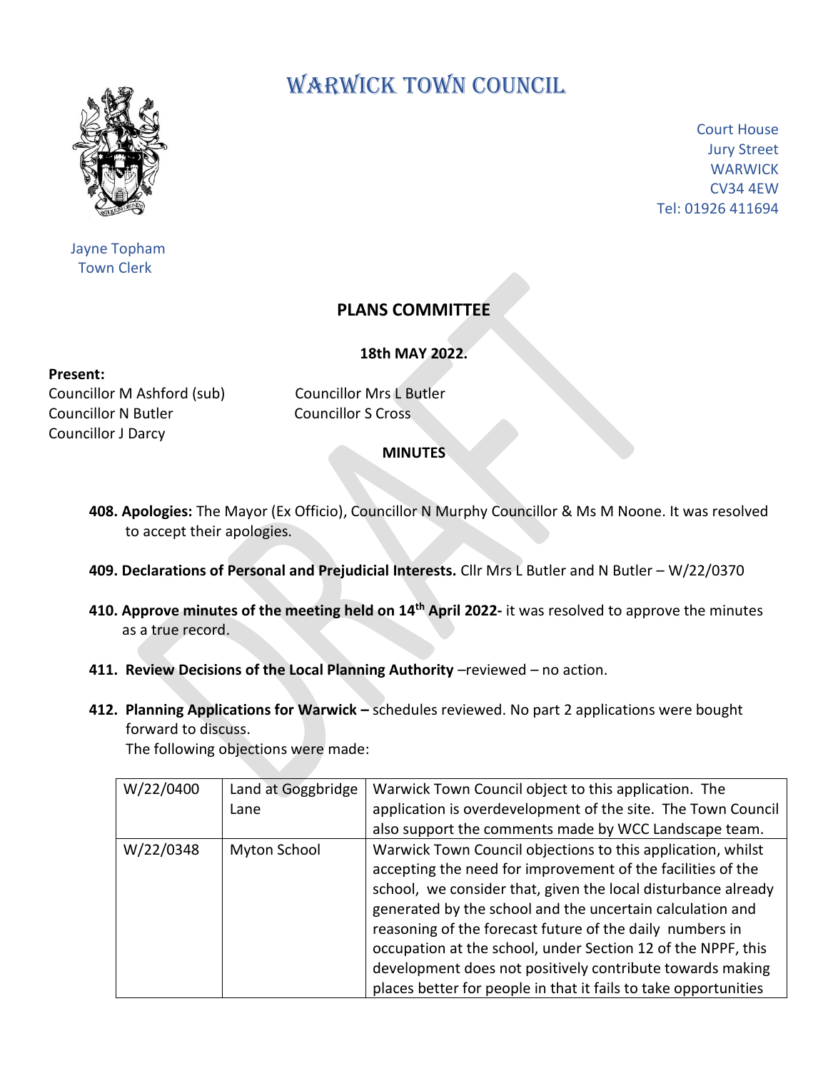# WARWICK TOWN COUNCIL

Court House
Jury Street
WARWICK
CV34 4EW
Tel: 01926 411694

Jayne Topham
Town Clerk

## PLANS COMMITTEE

**18th MAY 2022.**

**Present:**

Councillor M Ashford (sub)
Councillor Mrs L Butler
Councillor N Butler
Councillor S Cross
Councillor J Darcy

**MINUTES**

**408. Apologies:** The Mayor (Ex Officio), Councillor N Murphy Councillor & Ms M Noone. It was resolved to accept their apologies.

**409. Declarations of Personal and Prejudicial Interests.** Cllr Mrs L Butler and N Butler – W/22/0370

**410. Approve minutes of the meeting held on 14th April 2022-** it was resolved to approve the minutes as a true record.

**411. Review Decisions of the Local Planning Authority** –reviewed – no action.

**412. Planning Applications for Warwick –** schedules reviewed. No part 2 applications were bought forward to discuss.
The following objections were made:

| | | |
|---|---|---|
| W/22/0400 | Land at Goggbridge Lane | Warwick Town Council object to this application. The application is overdevelopment of the site. The Town Council also support the comments made by WCC Landscape team. |
| W/22/0348 | Myton School | Warwick Town Council objections to this application, whilst accepting the need for improvement of the facilities of the school, we consider that, given the local disturbance already generated by the school and the uncertain calculation and reasoning of the forecast future of the daily numbers in occupation at the school, under Section 12 of the NPPF, this development does not positively contribute towards making places better for people in that it fails to take opportunities |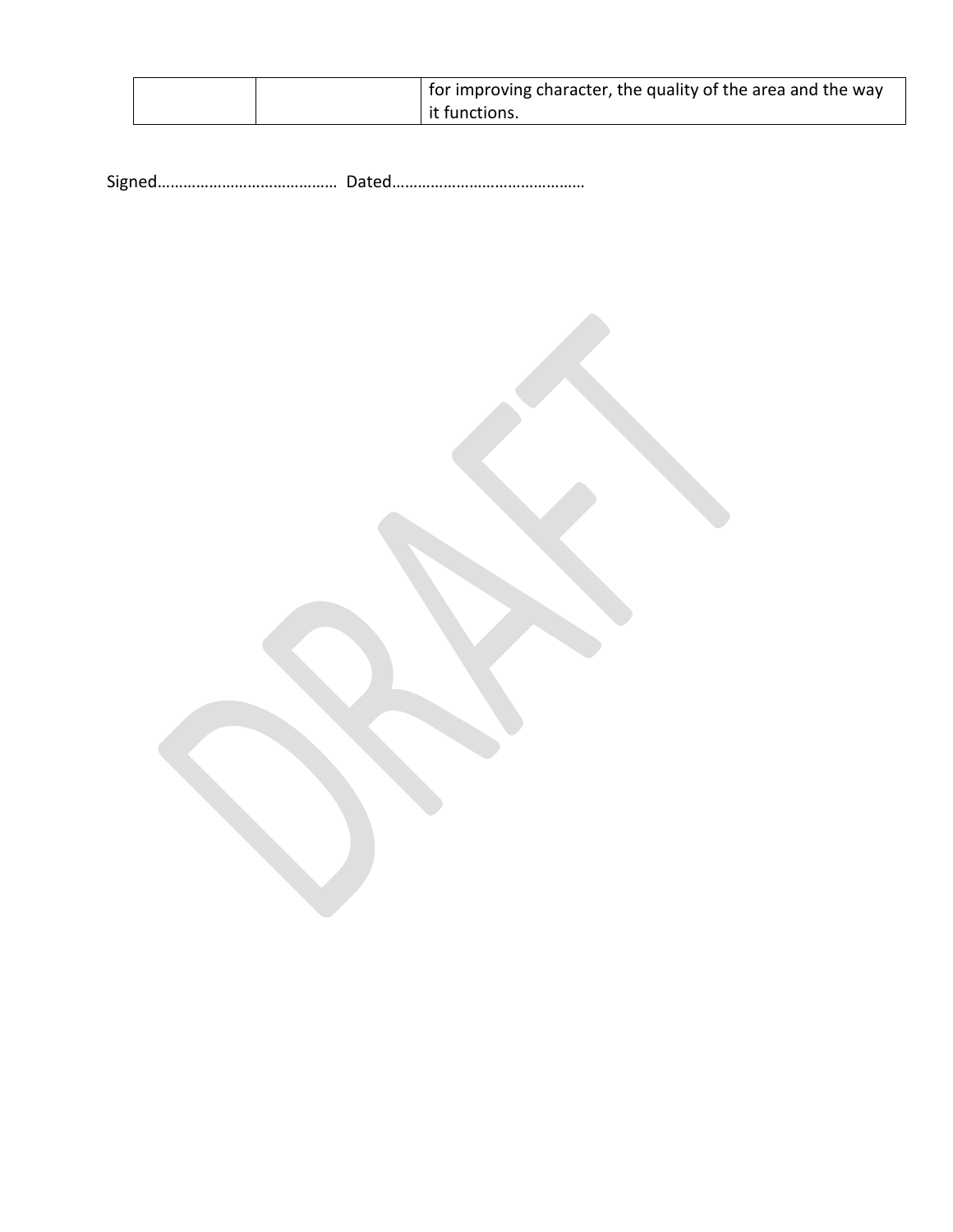| | | |
|---|---|---|
| | | for improving character, the quality of the area and the way it functions. |

Signed…………………………………… Dated………………………………………

DRAFT